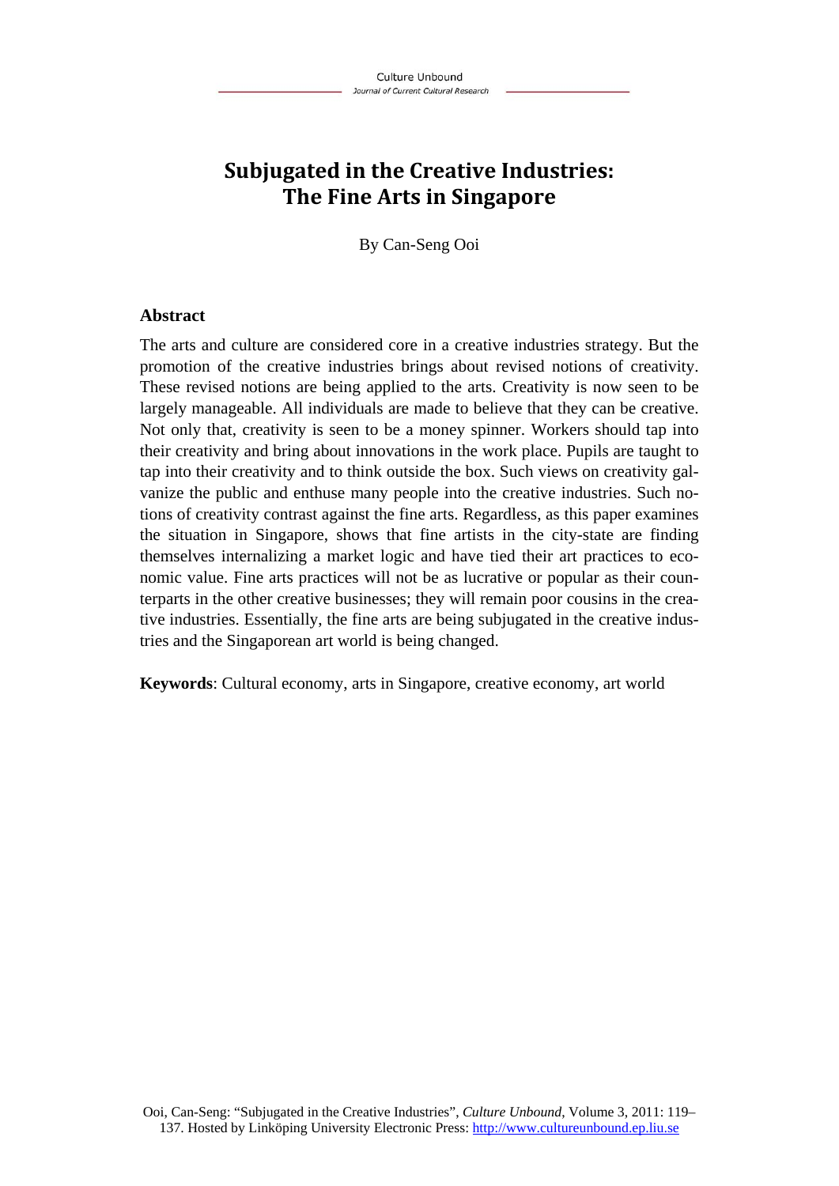# Subjugated in the Creative Industries: The Fine Arts in Singapore

By Can-Seng Ooi

## Abstract

The arts and culture are considered core in a creative industries strategy. But the promotion of the creative industries brings about revised notions of creativity. These revised notions are being applied to the arts. Creativity is now seen to be largely manageable. All individuals are made to believe that they can be creative. Not only that, creativity is seen to be a money spinner. Workers should tap into their creativity and bring about innovations in the work place. Pupils are taught to tap into their creativity and to think outside the box. Such views on creativity galvanize the public and enthuse many people into the creative industries. Such notions of creativity contrast against the fine arts. Regardless, as this paper examines the situation in Singapore, shows that fine artists in the city-state are finding themselves internalizing a market logic and have tied their art practices to economic value. Fine arts practices will not be as lucrative or popular as their counterparts in the other creative businesses; they will remain poor cousins in the creative industries. Essentially, the fine arts are being subjugated in the creative industries and the Singaporean art world is being changed.

**Keywords**: Cultural economy, arts in Singapore, creative economy, art world

Ooi, Can-Seng: "Subjugated in the Creative Industries", *Culture Unbound*, Volume 3, 2011: 119–137. Hosted by Linköping University Electronic Press: http://www.cultureunbound.ep.liu.se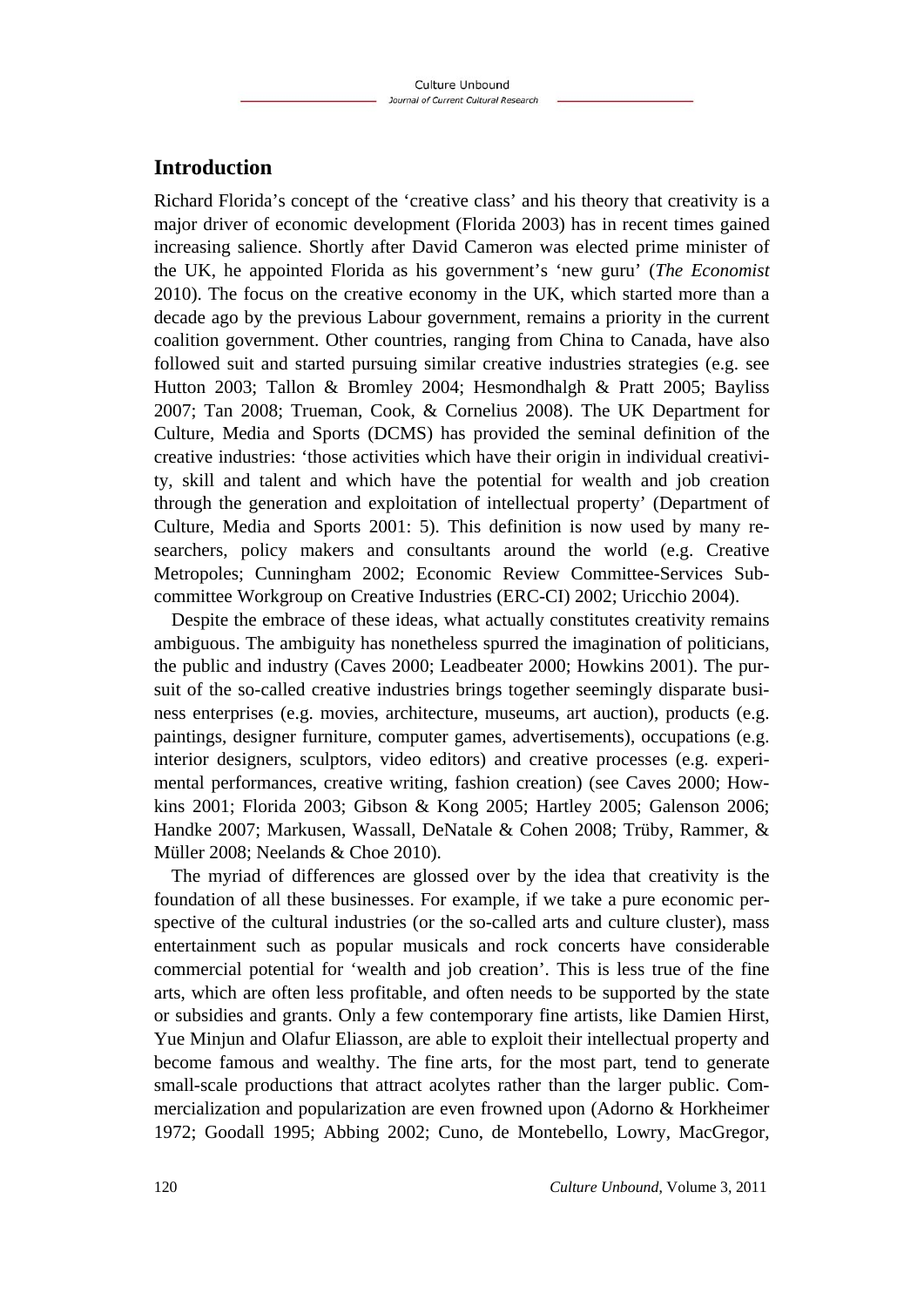## Introduction

Richard Florida's concept of the 'creative class' and his theory that creativity is a major driver of economic development (Florida 2003) has in recent times gained increasing salience. Shortly after David Cameron was elected prime minister of the UK, he appointed Florida as his government's 'new guru' (*The Economist* 2010). The focus on the creative economy in the UK, which started more than a decade ago by the previous Labour government, remains a priority in the current coalition government. Other countries, ranging from China to Canada, have also followed suit and started pursuing similar creative industries strategies (e.g. see Hutton 2003; Tallon & Bromley 2004; Hesmondhalgh & Pratt 2005; Bayliss 2007; Tan 2008; Trueman, Cook, & Cornelius 2008). The UK Department for Culture, Media and Sports (DCMS) has provided the seminal definition of the creative industries: 'those activities which have their origin in individual creativity, skill and talent and which have the potential for wealth and job creation through the generation and exploitation of intellectual property' (Department of Culture, Media and Sports 2001: 5). This definition is now used by many researchers, policy makers and consultants around the world (e.g. Creative Metropoles; Cunningham 2002; Economic Review Committee-Services Subcommittee Workgroup on Creative Industries (ERC-CI) 2002; Uricchio 2004).

Despite the embrace of these ideas, what actually constitutes creativity remains ambiguous. The ambiguity has nonetheless spurred the imagination of politicians, the public and industry (Caves 2000; Leadbeater 2000; Howkins 2001). The pursuit of the so-called creative industries brings together seemingly disparate business enterprises (e.g. movies, architecture, museums, art auction), products (e.g. paintings, designer furniture, computer games, advertisements), occupations (e.g. interior designers, sculptors, video editors) and creative processes (e.g. experimental performances, creative writing, fashion creation) (see Caves 2000; Howkins 2001; Florida 2003; Gibson & Kong 2005; Hartley 2005; Galenson 2006; Handke 2007; Markusen, Wassall, DeNatale & Cohen 2008; Trüby, Rammer, & Müller 2008; Neelands & Choe 2010).

The myriad of differences are glossed over by the idea that creativity is the foundation of all these businesses. For example, if we take a pure economic perspective of the cultural industries (or the so-called arts and culture cluster), mass entertainment such as popular musicals and rock concerts have considerable commercial potential for 'wealth and job creation'. This is less true of the fine arts, which are often less profitable, and often needs to be supported by the state or subsidies and grants. Only a few contemporary fine artists, like Damien Hirst, Yue Minjun and Olafur Eliasson, are able to exploit their intellectual property and become famous and wealthy. The fine arts, for the most part, tend to generate small-scale productions that attract acolytes rather than the larger public. Commercialization and popularization are even frowned upon (Adorno & Horkheimer 1972; Goodall 1995; Abbing 2002; Cuno, de Montebello, Lowry, MacGregor,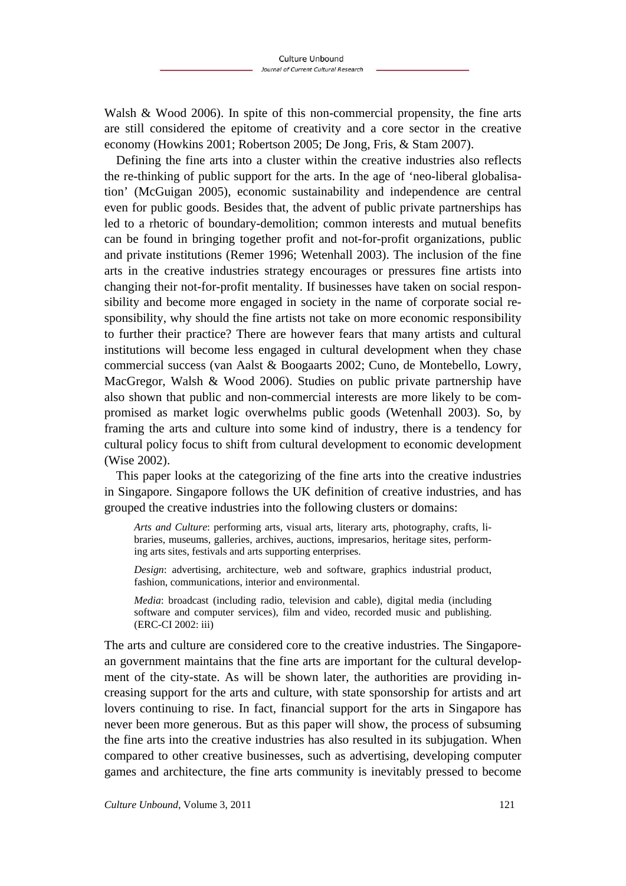Walsh & Wood 2006). In spite of this non-commercial propensity, the fine arts are still considered the epitome of creativity and a core sector in the creative economy (Howkins 2001; Robertson 2005; De Jong, Fris, & Stam 2007).

Defining the fine arts into a cluster within the creative industries also reflects the re-thinking of public support for the arts. In the age of 'neo-liberal globalisation' (McGuigan 2005), economic sustainability and independence are central even for public goods. Besides that, the advent of public private partnerships has led to a rhetoric of boundary-demolition; common interests and mutual benefits can be found in bringing together profit and not-for-profit organizations, public and private institutions (Remer 1996; Wetenhall 2003). The inclusion of the fine arts in the creative industries strategy encourages or pressures fine artists into changing their not-for-profit mentality. If businesses have taken on social responsibility and become more engaged in society in the name of corporate social responsibility, why should the fine artists not take on more economic responsibility to further their practice? There are however fears that many artists and cultural institutions will become less engaged in cultural development when they chase commercial success (van Aalst & Boogaarts 2002; Cuno, de Montebello, Lowry, MacGregor, Walsh & Wood 2006). Studies on public private partnership have also shown that public and non-commercial interests are more likely to be compromised as market logic overwhelms public goods (Wetenhall 2003). So, by framing the arts and culture into some kind of industry, there is a tendency for cultural policy focus to shift from cultural development to economic development (Wise 2002).

This paper looks at the categorizing of the fine arts into the creative industries in Singapore. Singapore follows the UK definition of creative industries, and has grouped the creative industries into the following clusters or domains:

> *Arts and Culture*: performing arts, visual arts, literary arts, photography, crafts, libraries, museums, galleries, archives, auctions, impresarios, heritage sites, performing arts sites, festivals and arts supporting enterprises.
>
> *Design*: advertising, architecture, web and software, graphics industrial product, fashion, communications, interior and environmental.
>
> *Media*: broadcast (including radio, television and cable), digital media (including software and computer services), film and video, recorded music and publishing. (ERC-CI 2002: iii)

The arts and culture are considered core to the creative industries. The Singaporean government maintains that the fine arts are important for the cultural development of the city-state. As will be shown later, the authorities are providing increasing support for the arts and culture, with state sponsorship for artists and art lovers continuing to rise. In fact, financial support for the arts in Singapore has never been more generous. But as this paper will show, the process of subsuming the fine arts into the creative industries has also resulted in its subjugation. When compared to other creative businesses, such as advertising, developing computer games and architecture, the fine arts community is inevitably pressed to become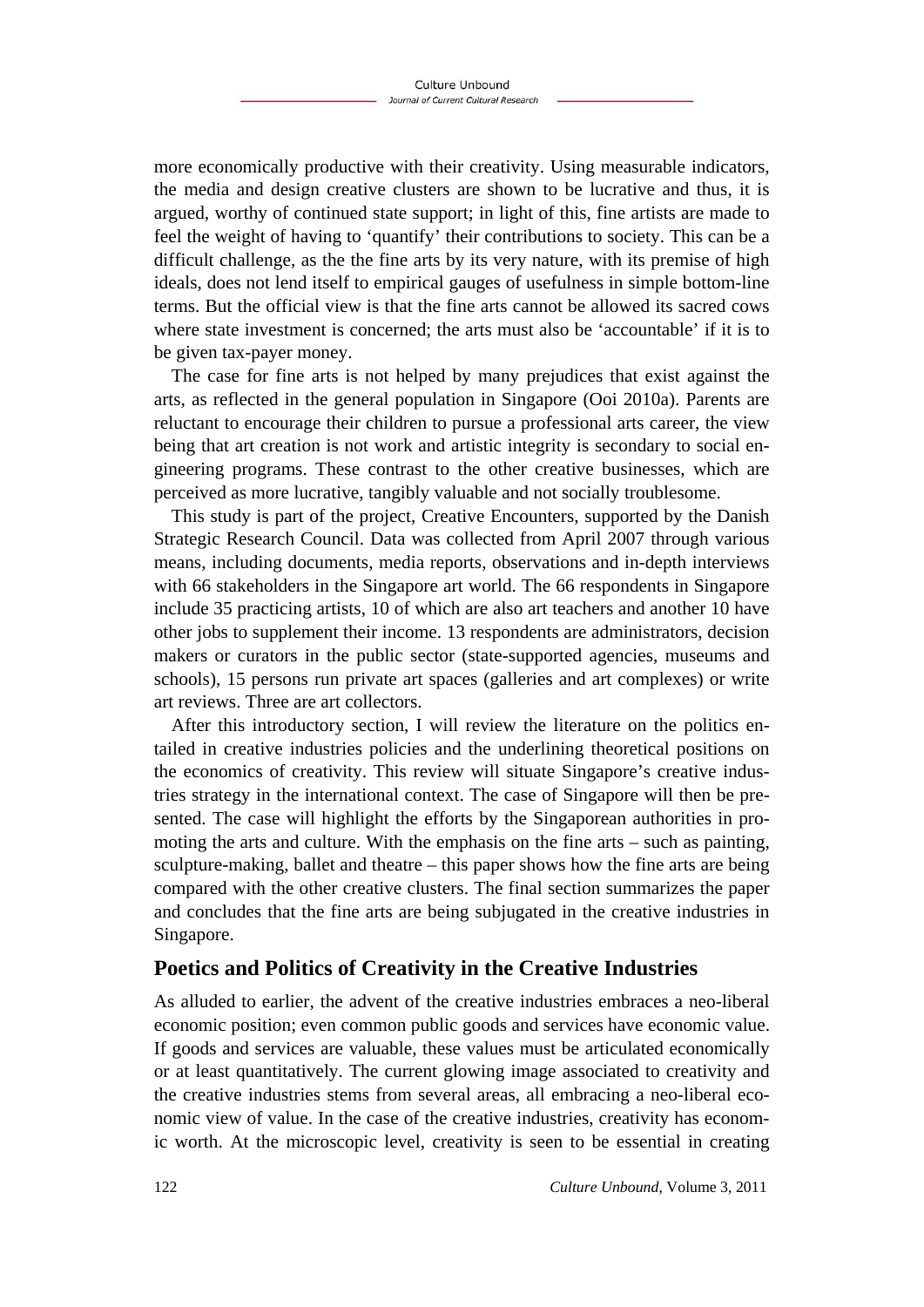more economically productive with their creativity. Using measurable indicators, the media and design creative clusters are shown to be lucrative and thus, it is argued, worthy of continued state support; in light of this, fine artists are made to feel the weight of having to 'quantify' their contributions to society. This can be a difficult challenge, as the the fine arts by its very nature, with its premise of high ideals, does not lend itself to empirical gauges of usefulness in simple bottom-line terms. But the official view is that the fine arts cannot be allowed its sacred cows where state investment is concerned; the arts must also be 'accountable' if it is to be given tax-payer money.

The case for fine arts is not helped by many prejudices that exist against the arts, as reflected in the general population in Singapore (Ooi 2010a). Parents are reluctant to encourage their children to pursue a professional arts career, the view being that art creation is not work and artistic integrity is secondary to social engineering programs. These contrast to the other creative businesses, which are perceived as more lucrative, tangibly valuable and not socially troublesome.

This study is part of the project, Creative Encounters, supported by the Danish Strategic Research Council. Data was collected from April 2007 through various means, including documents, media reports, observations and in-depth interviews with 66 stakeholders in the Singapore art world. The 66 respondents in Singapore include 35 practicing artists, 10 of which are also art teachers and another 10 have other jobs to supplement their income. 13 respondents are administrators, decision makers or curators in the public sector (state-supported agencies, museums and schools), 15 persons run private art spaces (galleries and art complexes) or write art reviews. Three are art collectors.

After this introductory section, I will review the literature on the politics entailed in creative industries policies and the underlining theoretical positions on the economics of creativity. This review will situate Singapore's creative industries strategy in the international context. The case of Singapore will then be presented. The case will highlight the efforts by the Singaporean authorities in promoting the arts and culture. With the emphasis on the fine arts – such as painting, sculpture-making, ballet and theatre – this paper shows how the fine arts are being compared with the other creative clusters. The final section summarizes the paper and concludes that the fine arts are being subjugated in the creative industries in Singapore.

## Poetics and Politics of Creativity in the Creative Industries

As alluded to earlier, the advent of the creative industries embraces a neo-liberal economic position; even common public goods and services have economic value. If goods and services are valuable, these values must be articulated economically or at least quantitatively. The current glowing image associated to creativity and the creative industries stems from several areas, all embracing a neo-liberal economic view of value. In the case of the creative industries, creativity has economic worth. At the microscopic level, creativity is seen to be essential in creating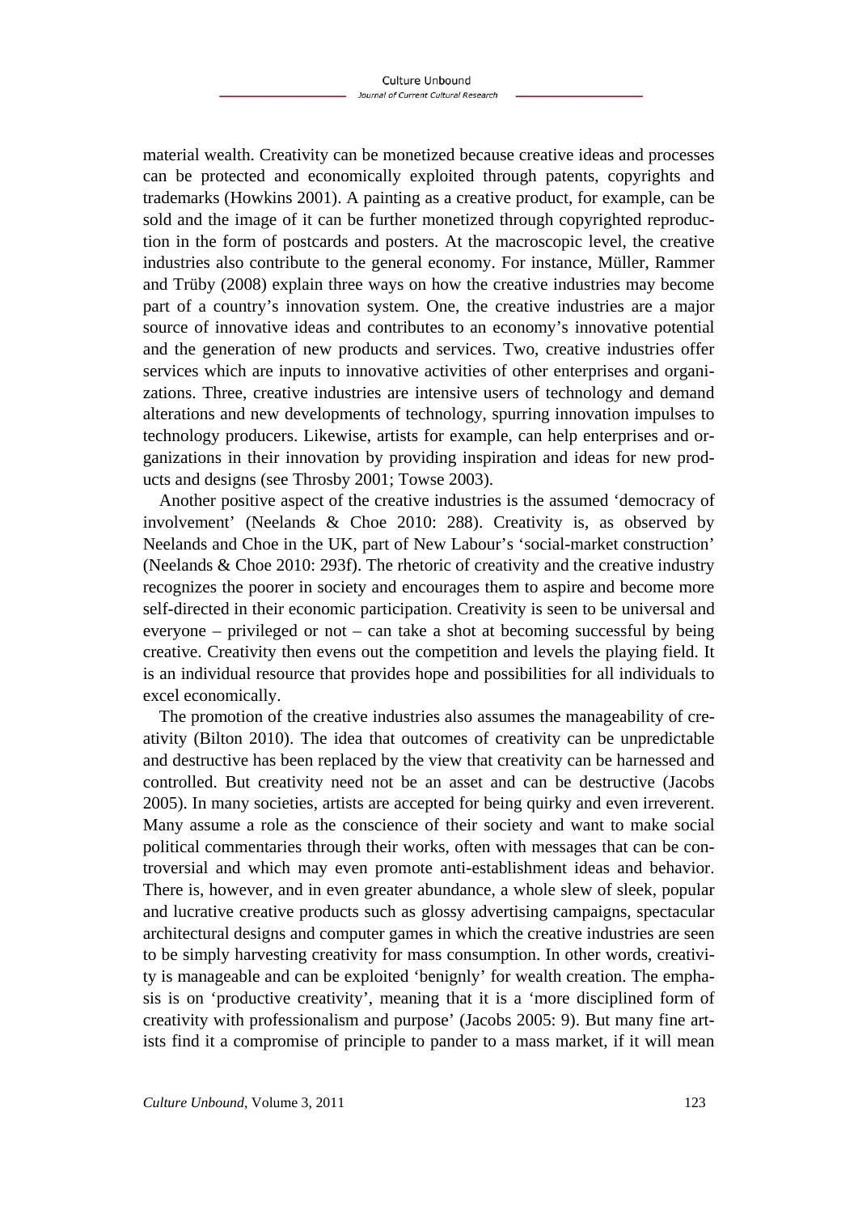material wealth. Creativity can be monetized because creative ideas and processes can be protected and economically exploited through patents, copyrights and trademarks (Howkins 2001). A painting as a creative product, for example, can be sold and the image of it can be further monetized through copyrighted reproduction in the form of postcards and posters. At the macroscopic level, the creative industries also contribute to the general economy. For instance, Müller, Rammer and Trüby (2008) explain three ways on how the creative industries may become part of a country's innovation system. One, the creative industries are a major source of innovative ideas and contributes to an economy's innovative potential and the generation of new products and services. Two, creative industries offer services which are inputs to innovative activities of other enterprises and organizations. Three, creative industries are intensive users of technology and demand alterations and new developments of technology, spurring innovation impulses to technology producers. Likewise, artists for example, can help enterprises and organizations in their innovation by providing inspiration and ideas for new products and designs (see Throsby 2001; Towse 2003).

Another positive aspect of the creative industries is the assumed 'democracy of involvement' (Neelands & Choe 2010: 288). Creativity is, as observed by Neelands and Choe in the UK, part of New Labour's 'social-market construction' (Neelands & Choe 2010: 293f). The rhetoric of creativity and the creative industry recognizes the poorer in society and encourages them to aspire and become more self-directed in their economic participation. Creativity is seen to be universal and everyone – privileged or not – can take a shot at becoming successful by being creative. Creativity then evens out the competition and levels the playing field. It is an individual resource that provides hope and possibilities for all individuals to excel economically.

The promotion of the creative industries also assumes the manageability of creativity (Bilton 2010). The idea that outcomes of creativity can be unpredictable and destructive has been replaced by the view that creativity can be harnessed and controlled. But creativity need not be an asset and can be destructive (Jacobs 2005). In many societies, artists are accepted for being quirky and even irreverent. Many assume a role as the conscience of their society and want to make social political commentaries through their works, often with messages that can be controversial and which may even promote anti-establishment ideas and behavior. There is, however, and in even greater abundance, a whole slew of sleek, popular and lucrative creative products such as glossy advertising campaigns, spectacular architectural designs and computer games in which the creative industries are seen to be simply harvesting creativity for mass consumption. In other words, creativity is manageable and can be exploited 'benignly' for wealth creation. The emphasis is on 'productive creativity', meaning that it is a 'more disciplined form of creativity with professionalism and purpose' (Jacobs 2005: 9). But many fine artists find it a compromise of principle to pander to a mass market, if it will mean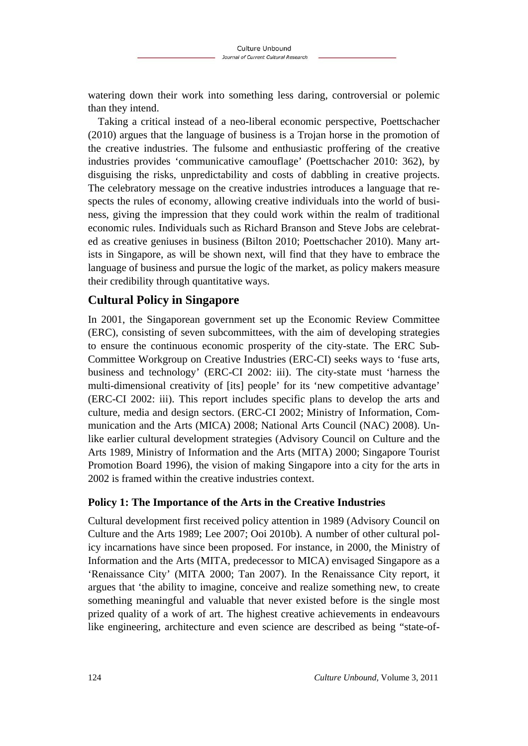watering down their work into something less daring, controversial or polemic than they intend.

Taking a critical instead of a neo-liberal economic perspective, Poettschacher (2010) argues that the language of business is a Trojan horse in the promotion of the creative industries. The fulsome and enthusiastic proffering of the creative industries provides 'communicative camouflage' (Poettschacher 2010: 362), by disguising the risks, unpredictability and costs of dabbling in creative projects. The celebratory message on the creative industries introduces a language that respects the rules of economy, allowing creative individuals into the world of business, giving the impression that they could work within the realm of traditional economic rules. Individuals such as Richard Branson and Steve Jobs are celebrated as creative geniuses in business (Bilton 2010; Poettschacher 2010). Many artists in Singapore, as will be shown next, will find that they have to embrace the language of business and pursue the logic of the market, as policy makers measure their credibility through quantitative ways.

## Cultural Policy in Singapore

In 2001, the Singaporean government set up the Economic Review Committee (ERC), consisting of seven subcommittees, with the aim of developing strategies to ensure the continuous economic prosperity of the city-state. The ERC Sub-Committee Workgroup on Creative Industries (ERC-CI) seeks ways to 'fuse arts, business and technology' (ERC-CI 2002: iii). The city-state must 'harness the multi-dimensional creativity of [its] people' for its 'new competitive advantage' (ERC-CI 2002: iii). This report includes specific plans to develop the arts and culture, media and design sectors. (ERC-CI 2002; Ministry of Information, Communication and the Arts (MICA) 2008; National Arts Council (NAC) 2008). Unlike earlier cultural development strategies (Advisory Council on Culture and the Arts 1989, Ministry of Information and the Arts (MITA) 2000; Singapore Tourist Promotion Board 1996), the vision of making Singapore into a city for the arts in 2002 is framed within the creative industries context.

### Policy 1: The Importance of the Arts in the Creative Industries

Cultural development first received policy attention in 1989 (Advisory Council on Culture and the Arts 1989; Lee 2007; Ooi 2010b). A number of other cultural policy incarnations have since been proposed. For instance, in 2000, the Ministry of Information and the Arts (MITA, predecessor to MICA) envisaged Singapore as a 'Renaissance City' (MITA 2000; Tan 2007). In the Renaissance City report, it argues that 'the ability to imagine, conceive and realize something new, to create something meaningful and valuable that never existed before is the single most prized quality of a work of art. The highest creative achievements in endeavours like engineering, architecture and even science are described as being "state-of-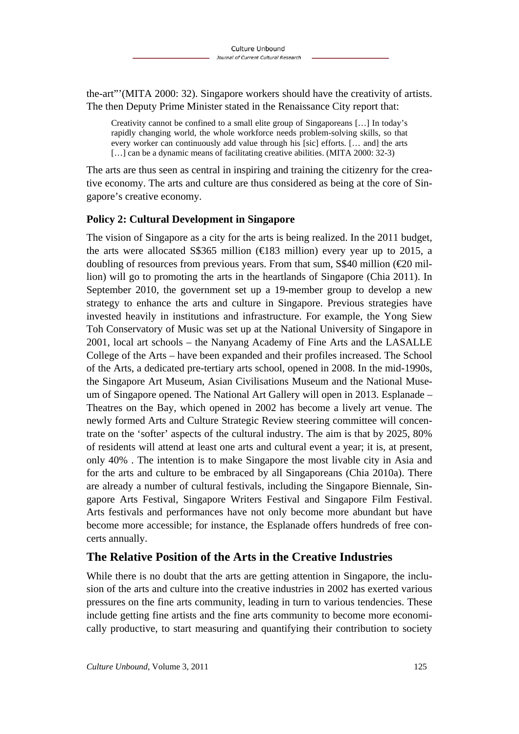the-art"'(MITA 2000: 32). Singapore workers should have the creativity of artists. The then Deputy Prime Minister stated in the Renaissance City report that:

> Creativity cannot be confined to a small elite group of Singaporeans […] In today's rapidly changing world, the whole workforce needs problem-solving skills, so that every worker can continuously add value through his [sic] efforts. [… and] the arts […] can be a dynamic means of facilitating creative abilities. (MITA 2000: 32-3)

The arts are thus seen as central in inspiring and training the citizenry for the creative economy. The arts and culture are thus considered as being at the core of Singapore's creative economy.

**Policy 2: Cultural Development in Singapore**

The vision of Singapore as a city for the arts is being realized. In the 2011 budget, the arts were allocated S$365 million (€183 million) every year up to 2015, a doubling of resources from previous years. From that sum, S$40 million (€20 million) will go to promoting the arts in the heartlands of Singapore (Chia 2011). In September 2010, the government set up a 19-member group to develop a new strategy to enhance the arts and culture in Singapore. Previous strategies have invested heavily in institutions and infrastructure. For example, the Yong Siew Toh Conservatory of Music was set up at the National University of Singapore in 2001, local art schools – the Nanyang Academy of Fine Arts and the LASALLE College of the Arts – have been expanded and their profiles increased. The School of the Arts, a dedicated pre-tertiary arts school, opened in 2008. In the mid-1990s, the Singapore Art Museum, Asian Civilisations Museum and the National Museum of Singapore opened. The National Art Gallery will open in 2013. Esplanade – Theatres on the Bay, which opened in 2002 has become a lively art venue. The newly formed Arts and Culture Strategic Review steering committee will concentrate on the 'softer' aspects of the cultural industry. The aim is that by 2025, 80% of residents will attend at least one arts and cultural event a year; it is, at present, only 40% . The intention is to make Singapore the most livable city in Asia and for the arts and culture to be embraced by all Singaporeans (Chia 2010a). There are already a number of cultural festivals, including the Singapore Biennale, Singapore Arts Festival, Singapore Writers Festival and Singapore Film Festival. Arts festivals and performances have not only become more abundant but have become more accessible; for instance, the Esplanade offers hundreds of free concerts annually.

## The Relative Position of the Arts in the Creative Industries

While there is no doubt that the arts are getting attention in Singapore, the inclusion of the arts and culture into the creative industries in 2002 has exerted various pressures on the fine arts community, leading in turn to various tendencies. These include getting fine artists and the fine arts community to become more economically productive, to start measuring and quantifying their contribution to society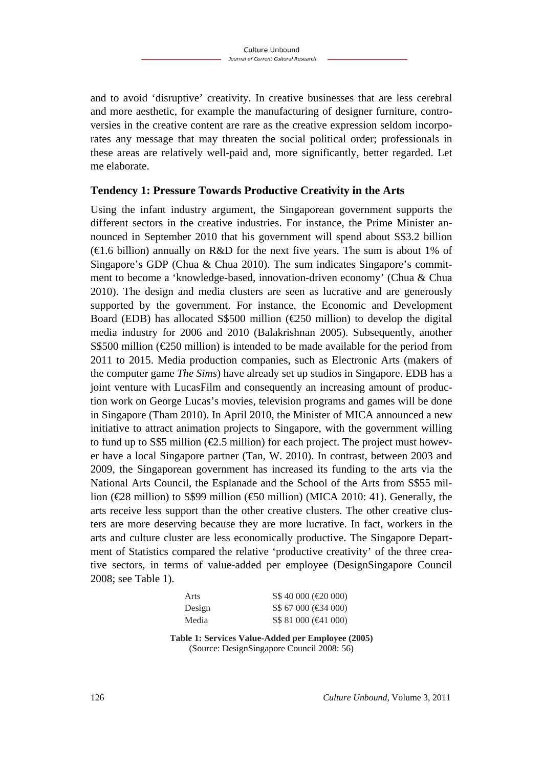and to avoid 'disruptive' creativity. In creative businesses that are less cerebral and more aesthetic, for example the manufacturing of designer furniture, controversies in the creative content are rare as the creative expression seldom incorporates any message that may threaten the social political order; professionals in these areas are relatively well-paid and, more significantly, better regarded. Let me elaborate.

## Tendency 1: Pressure Towards Productive Creativity in the Arts

Using the infant industry argument, the Singaporean government supports the different sectors in the creative industries. For instance, the Prime Minister announced in September 2010 that his government will spend about S$3.2 billion (€1.6 billion) annually on R&D for the next five years. The sum is about 1% of Singapore's GDP (Chua & Chua 2010). The sum indicates Singapore's commitment to become a 'knowledge-based, innovation-driven economy' (Chua & Chua 2010). The design and media clusters are seen as lucrative and are generously supported by the government. For instance, the Economic and Development Board (EDB) has allocated S$500 million (€250 million) to develop the digital media industry for 2006 and 2010 (Balakrishnan 2005). Subsequently, another S$500 million (€250 million) is intended to be made available for the period from 2011 to 2015. Media production companies, such as Electronic Arts (makers of the computer game *The Sims*) have already set up studios in Singapore. EDB has a joint venture with LucasFilm and consequently an increasing amount of production work on George Lucas's movies, television programs and games will be done in Singapore (Tham 2010). In April 2010, the Minister of MICA announced a new initiative to attract animation projects to Singapore, with the government willing to fund up to S$5 million (€2.5 million) for each project. The project must however have a local Singapore partner (Tan, W. 2010). In contrast, between 2003 and 2009, the Singaporean government has increased its funding to the arts via the National Arts Council, the Esplanade and the School of the Arts from S$55 million (€28 million) to S$99 million (€50 million) (MICA 2010: 41). Generally, the arts receive less support than the other creative clusters. The other creative clusters are more deserving because they are more lucrative. In fact, workers in the arts and culture cluster are less economically productive. The Singapore Department of Statistics compared the relative 'productive creativity' of the three creative sectors, in terms of value-added per employee (DesignSingapore Council 2008; see Table 1).

| | |
|---|---|
| Arts | S$ 40 000 (€20 000) |
| Design | S$ 67 000 (€34 000) |
| Media | S$ 81 000 (€41 000) |

**Table 1: Services Value-Added per Employee (2005)**
(Source: DesignSingapore Council 2008: 56)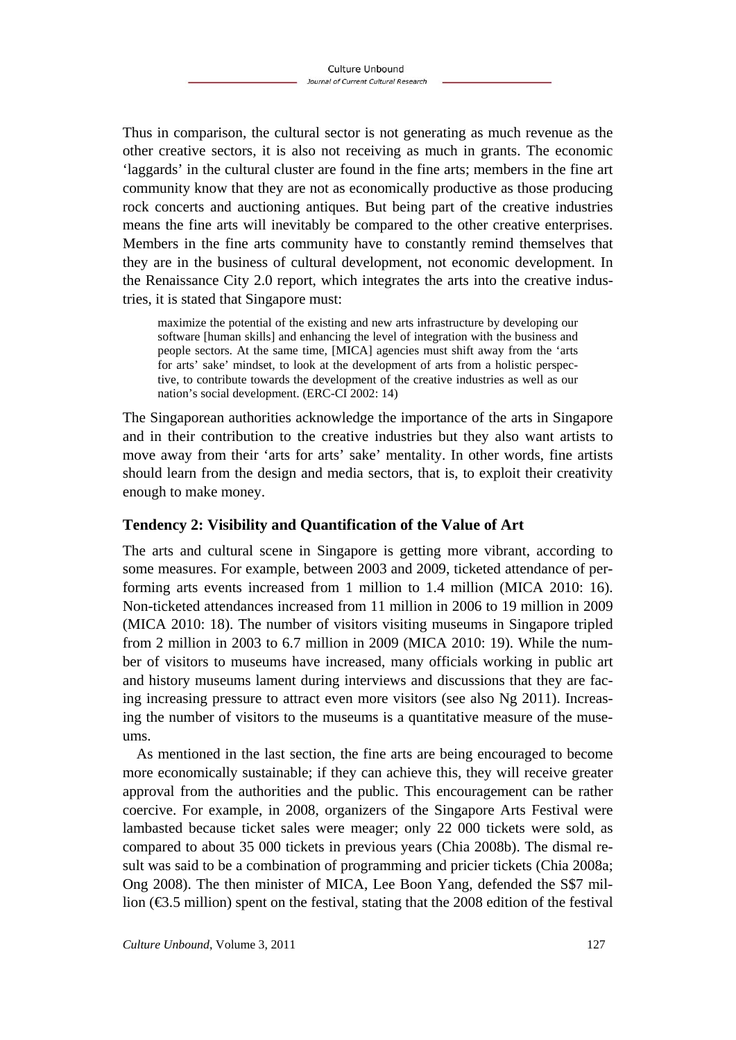Thus in comparison, the cultural sector is not generating as much revenue as the other creative sectors, it is also not receiving as much in grants. The economic 'laggards' in the cultural cluster are found in the fine arts; members in the fine art community know that they are not as economically productive as those producing rock concerts and auctioning antiques. But being part of the creative industries means the fine arts will inevitably be compared to the other creative enterprises. Members in the fine arts community have to constantly remind themselves that they are in the business of cultural development, not economic development. In the Renaissance City 2.0 report, which integrates the arts into the creative industries, it is stated that Singapore must:

> maximize the potential of the existing and new arts infrastructure by developing our software [human skills] and enhancing the level of integration with the business and people sectors. At the same time, [MICA] agencies must shift away from the 'arts for arts' sake' mindset, to look at the development of arts from a holistic perspective, to contribute towards the development of the creative industries as well as our nation's social development. (ERC-CI 2002: 14)

The Singaporean authorities acknowledge the importance of the arts in Singapore and in their contribution to the creative industries but they also want artists to move away from their 'arts for arts' sake' mentality. In other words, fine artists should learn from the design and media sectors, that is, to exploit their creativity enough to make money.

## Tendency 2: Visibility and Quantification of the Value of Art

The arts and cultural scene in Singapore is getting more vibrant, according to some measures. For example, between 2003 and 2009, ticketed attendance of performing arts events increased from 1 million to 1.4 million (MICA 2010: 16). Non-ticketed attendances increased from 11 million in 2006 to 19 million in 2009 (MICA 2010: 18). The number of visitors visiting museums in Singapore tripled from 2 million in 2003 to 6.7 million in 2009 (MICA 2010: 19). While the number of visitors to museums have increased, many officials working in public art and history museums lament during interviews and discussions that they are facing increasing pressure to attract even more visitors (see also Ng 2011). Increasing the number of visitors to the museums is a quantitative measure of the museums.

As mentioned in the last section, the fine arts are being encouraged to become more economically sustainable; if they can achieve this, they will receive greater approval from the authorities and the public. This encouragement can be rather coercive. For example, in 2008, organizers of the Singapore Arts Festival were lambasted because ticket sales were meager; only 22 000 tickets were sold, as compared to about 35 000 tickets in previous years (Chia 2008b). The dismal result was said to be a combination of programming and pricier tickets (Chia 2008a; Ong 2008). The then minister of MICA, Lee Boon Yang, defended the S$7 million (€3.5 million) spent on the festival, stating that the 2008 edition of the festival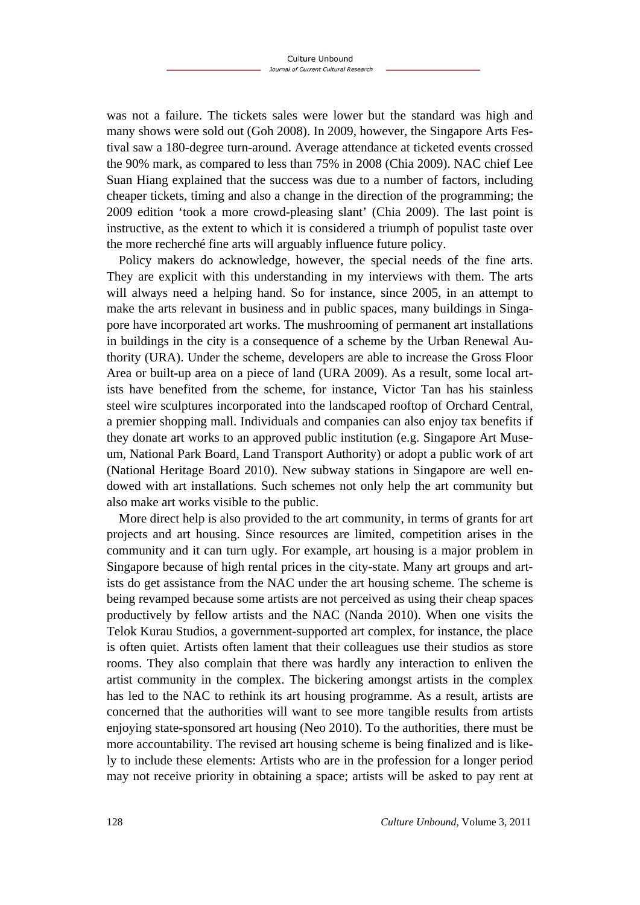was not a failure. The tickets sales were lower but the standard was high and many shows were sold out (Goh 2008). In 2009, however, the Singapore Arts Festival saw a 180-degree turn-around. Average attendance at ticketed events crossed the 90% mark, as compared to less than 75% in 2008 (Chia 2009). NAC chief Lee Suan Hiang explained that the success was due to a number of factors, including cheaper tickets, timing and also a change in the direction of the programming; the 2009 edition 'took a more crowd-pleasing slant' (Chia 2009). The last point is instructive, as the extent to which it is considered a triumph of populist taste over the more recherché fine arts will arguably influence future policy.

Policy makers do acknowledge, however, the special needs of the fine arts. They are explicit with this understanding in my interviews with them. The arts will always need a helping hand. So for instance, since 2005, in an attempt to make the arts relevant in business and in public spaces, many buildings in Singapore have incorporated art works. The mushrooming of permanent art installations in buildings in the city is a consequence of a scheme by the Urban Renewal Authority (URA). Under the scheme, developers are able to increase the Gross Floor Area or built-up area on a piece of land (URA 2009). As a result, some local artists have benefited from the scheme, for instance, Victor Tan has his stainless steel wire sculptures incorporated into the landscaped rooftop of Orchard Central, a premier shopping mall. Individuals and companies can also enjoy tax benefits if they donate art works to an approved public institution (e.g. Singapore Art Museum, National Park Board, Land Transport Authority) or adopt a public work of art (National Heritage Board 2010). New subway stations in Singapore are well endowed with art installations. Such schemes not only help the art community but also make art works visible to the public.

More direct help is also provided to the art community, in terms of grants for art projects and art housing. Since resources are limited, competition arises in the community and it can turn ugly. For example, art housing is a major problem in Singapore because of high rental prices in the city-state. Many art groups and artists do get assistance from the NAC under the art housing scheme. The scheme is being revamped because some artists are not perceived as using their cheap spaces productively by fellow artists and the NAC (Nanda 2010). When one visits the Telok Kurau Studios, a government-supported art complex, for instance, the place is often quiet. Artists often lament that their colleagues use their studios as store rooms. They also complain that there was hardly any interaction to enliven the artist community in the complex. The bickering amongst artists in the complex has led to the NAC to rethink its art housing programme. As a result, artists are concerned that the authorities will want to see more tangible results from artists enjoying state-sponsored art housing (Neo 2010). To the authorities, there must be more accountability. The revised art housing scheme is being finalized and is likely to include these elements: Artists who are in the profession for a longer period may not receive priority in obtaining a space; artists will be asked to pay rent at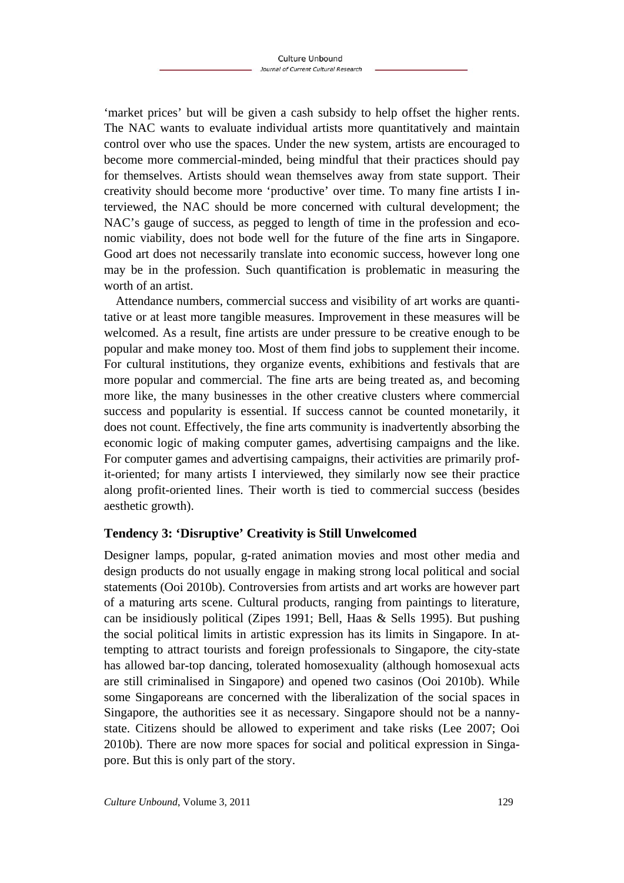'market prices' but will be given a cash subsidy to help offset the higher rents. The NAC wants to evaluate individual artists more quantitatively and maintain control over who use the spaces. Under the new system, artists are encouraged to become more commercial-minded, being mindful that their practices should pay for themselves. Artists should wean themselves away from state support. Their creativity should become more 'productive' over time. To many fine artists I interviewed, the NAC should be more concerned with cultural development; the NAC's gauge of success, as pegged to length of time in the profession and economic viability, does not bode well for the future of the fine arts in Singapore. Good art does not necessarily translate into economic success, however long one may be in the profession. Such quantification is problematic in measuring the worth of an artist.

Attendance numbers, commercial success and visibility of art works are quantitative or at least more tangible measures. Improvement in these measures will be welcomed. As a result, fine artists are under pressure to be creative enough to be popular and make money too. Most of them find jobs to supplement their income. For cultural institutions, they organize events, exhibitions and festivals that are more popular and commercial. The fine arts are being treated as, and becoming more like, the many businesses in the other creative clusters where commercial success and popularity is essential. If success cannot be counted monetarily, it does not count. Effectively, the fine arts community is inadvertently absorbing the economic logic of making computer games, advertising campaigns and the like. For computer games and advertising campaigns, their activities are primarily profit-oriented; for many artists I interviewed, they similarly now see their practice along profit-oriented lines. Their worth is tied to commercial success (besides aesthetic growth).

### Tendency 3: 'Disruptive' Creativity is Still Unwelcomed

Designer lamps, popular, g-rated animation movies and most other media and design products do not usually engage in making strong local political and social statements (Ooi 2010b). Controversies from artists and art works are however part of a maturing arts scene. Cultural products, ranging from paintings to literature, can be insidiously political (Zipes 1991; Bell, Haas & Sells 1995). But pushing the social political limits in artistic expression has its limits in Singapore. In attempting to attract tourists and foreign professionals to Singapore, the city-state has allowed bar-top dancing, tolerated homosexuality (although homosexual acts are still criminalised in Singapore) and opened two casinos (Ooi 2010b). While some Singaporeans are concerned with the liberalization of the social spaces in Singapore, the authorities see it as necessary. Singapore should not be a nanny-state. Citizens should be allowed to experiment and take risks (Lee 2007; Ooi 2010b). There are now more spaces for social and political expression in Singapore. But this is only part of the story.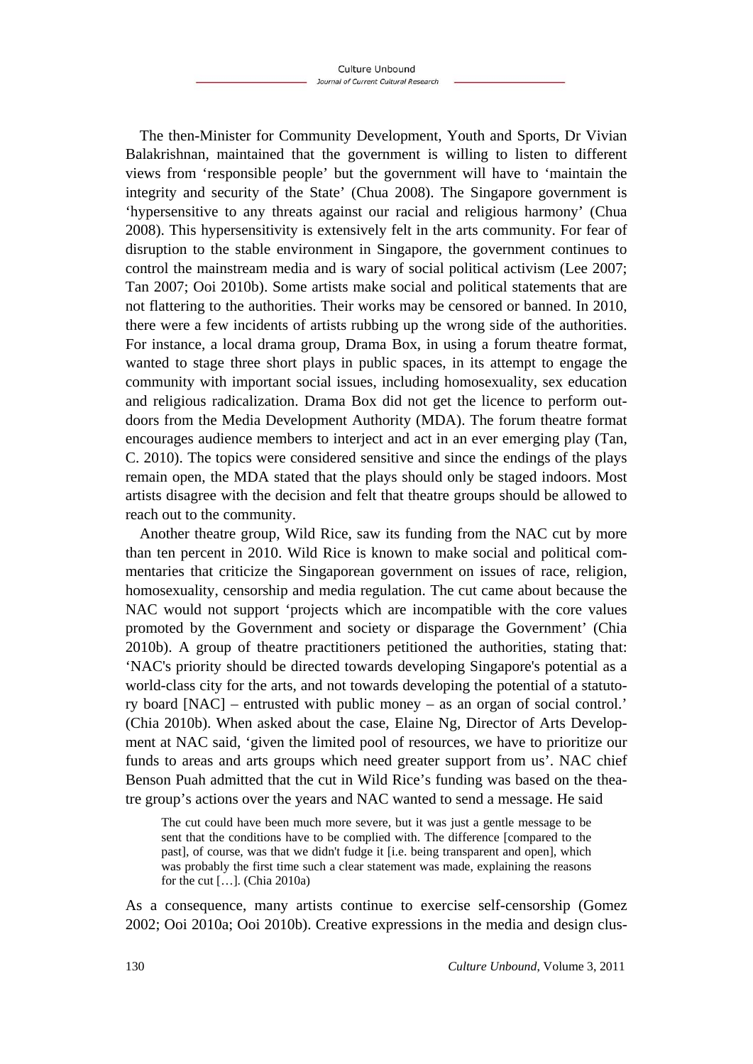The then-Minister for Community Development, Youth and Sports, Dr Vivian Balakrishnan, maintained that the government is willing to listen to different views from 'responsible people' but the government will have to 'maintain the integrity and security of the State' (Chua 2008). The Singapore government is 'hypersensitive to any threats against our racial and religious harmony' (Chua 2008). This hypersensitivity is extensively felt in the arts community. For fear of disruption to the stable environment in Singapore, the government continues to control the mainstream media and is wary of social political activism (Lee 2007; Tan 2007; Ooi 2010b). Some artists make social and political statements that are not flattering to the authorities. Their works may be censored or banned. In 2010, there were a few incidents of artists rubbing up the wrong side of the authorities. For instance, a local drama group, Drama Box, in using a forum theatre format, wanted to stage three short plays in public spaces, in its attempt to engage the community with important social issues, including homosexuality, sex education and religious radicalization. Drama Box did not get the licence to perform outdoors from the Media Development Authority (MDA). The forum theatre format encourages audience members to interject and act in an ever emerging play (Tan, C. 2010). The topics were considered sensitive and since the endings of the plays remain open, the MDA stated that the plays should only be staged indoors. Most artists disagree with the decision and felt that theatre groups should be allowed to reach out to the community.

Another theatre group, Wild Rice, saw its funding from the NAC cut by more than ten percent in 2010. Wild Rice is known to make social and political commentaries that criticize the Singaporean government on issues of race, religion, homosexuality, censorship and media regulation. The cut came about because the NAC would not support 'projects which are incompatible with the core values promoted by the Government and society or disparage the Government' (Chia 2010b). A group of theatre practitioners petitioned the authorities, stating that: 'NAC's priority should be directed towards developing Singapore's potential as a world-class city for the arts, and not towards developing the potential of a statutory board [NAC] – entrusted with public money – as an organ of social control.' (Chia 2010b). When asked about the case, Elaine Ng, Director of Arts Development at NAC said, 'given the limited pool of resources, we have to prioritize our funds to areas and arts groups which need greater support from us'. NAC chief Benson Puah admitted that the cut in Wild Rice's funding was based on the theatre group's actions over the years and NAC wanted to send a message. He said

> The cut could have been much more severe, but it was just a gentle message to be sent that the conditions have to be complied with. The difference [compared to the past], of course, was that we didn't fudge it [i.e. being transparent and open], which was probably the first time such a clear statement was made, explaining the reasons for the cut […]. (Chia 2010a)

As a consequence, many artists continue to exercise self-censorship (Gomez 2002; Ooi 2010a; Ooi 2010b). Creative expressions in the media and design clus-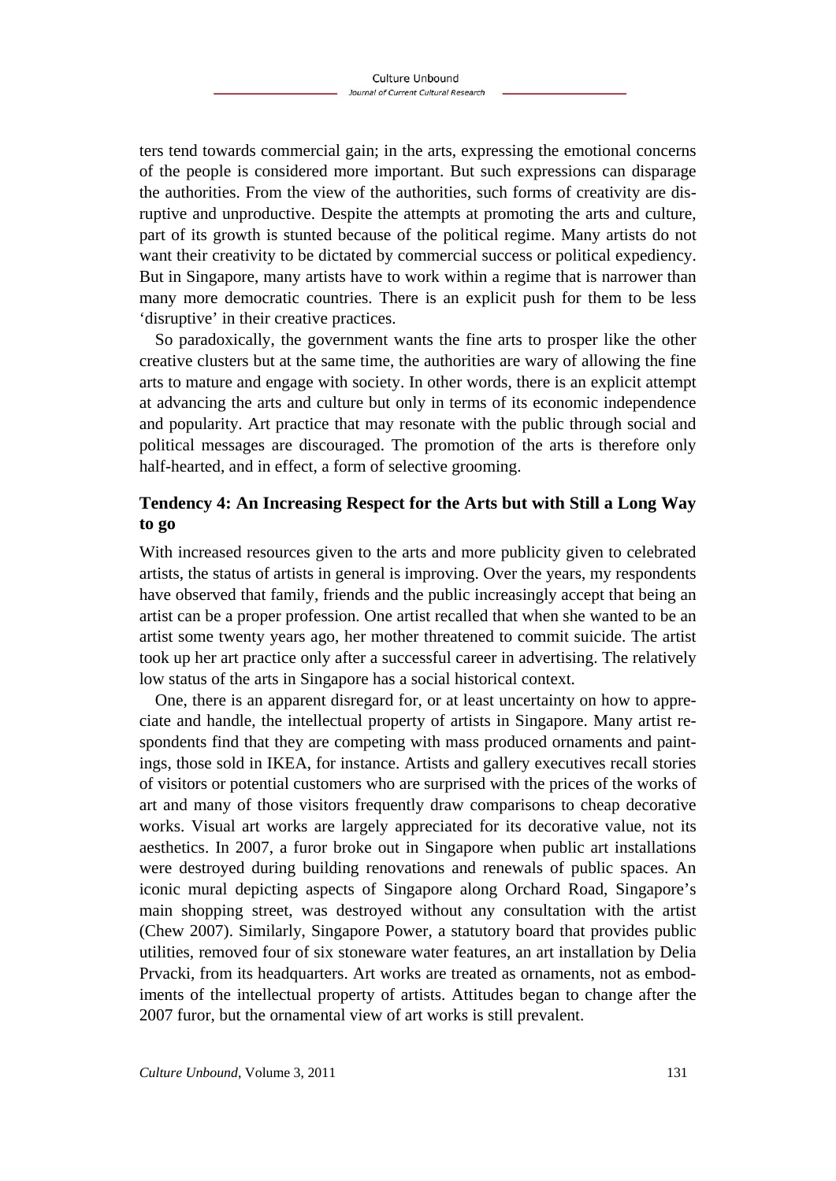ters tend towards commercial gain; in the arts, expressing the emotional concerns of the people is considered more important. But such expressions can disparage the authorities. From the view of the authorities, such forms of creativity are disruptive and unproductive. Despite the attempts at promoting the arts and culture, part of its growth is stunted because of the political regime. Many artists do not want their creativity to be dictated by commercial success or political expediency. But in Singapore, many artists have to work within a regime that is narrower than many more democratic countries. There is an explicit push for them to be less 'disruptive' in their creative practices.

So paradoxically, the government wants the fine arts to prosper like the other creative clusters but at the same time, the authorities are wary of allowing the fine arts to mature and engage with society. In other words, there is an explicit attempt at advancing the arts and culture but only in terms of its economic independence and popularity. Art practice that may resonate with the public through social and political messages are discouraged. The promotion of the arts is therefore only half-hearted, and in effect, a form of selective grooming.

### Tendency 4: An Increasing Respect for the Arts but with Still a Long Way to go

With increased resources given to the arts and more publicity given to celebrated artists, the status of artists in general is improving. Over the years, my respondents have observed that family, friends and the public increasingly accept that being an artist can be a proper profession. One artist recalled that when she wanted to be an artist some twenty years ago, her mother threatened to commit suicide. The artist took up her art practice only after a successful career in advertising. The relatively low status of the arts in Singapore has a social historical context.

One, there is an apparent disregard for, or at least uncertainty on how to appreciate and handle, the intellectual property of artists in Singapore. Many artist respondents find that they are competing with mass produced ornaments and paintings, those sold in IKEA, for instance. Artists and gallery executives recall stories of visitors or potential customers who are surprised with the prices of the works of art and many of those visitors frequently draw comparisons to cheap decorative works. Visual art works are largely appreciated for its decorative value, not its aesthetics. In 2007, a furor broke out in Singapore when public art installations were destroyed during building renovations and renewals of public spaces. An iconic mural depicting aspects of Singapore along Orchard Road, Singapore's main shopping street, was destroyed without any consultation with the artist (Chew 2007). Similarly, Singapore Power, a statutory board that provides public utilities, removed four of six stoneware water features, an art installation by Delia Prvacki, from its headquarters. Art works are treated as ornaments, not as embodiments of the intellectual property of artists. Attitudes began to change after the 2007 furor, but the ornamental view of art works is still prevalent.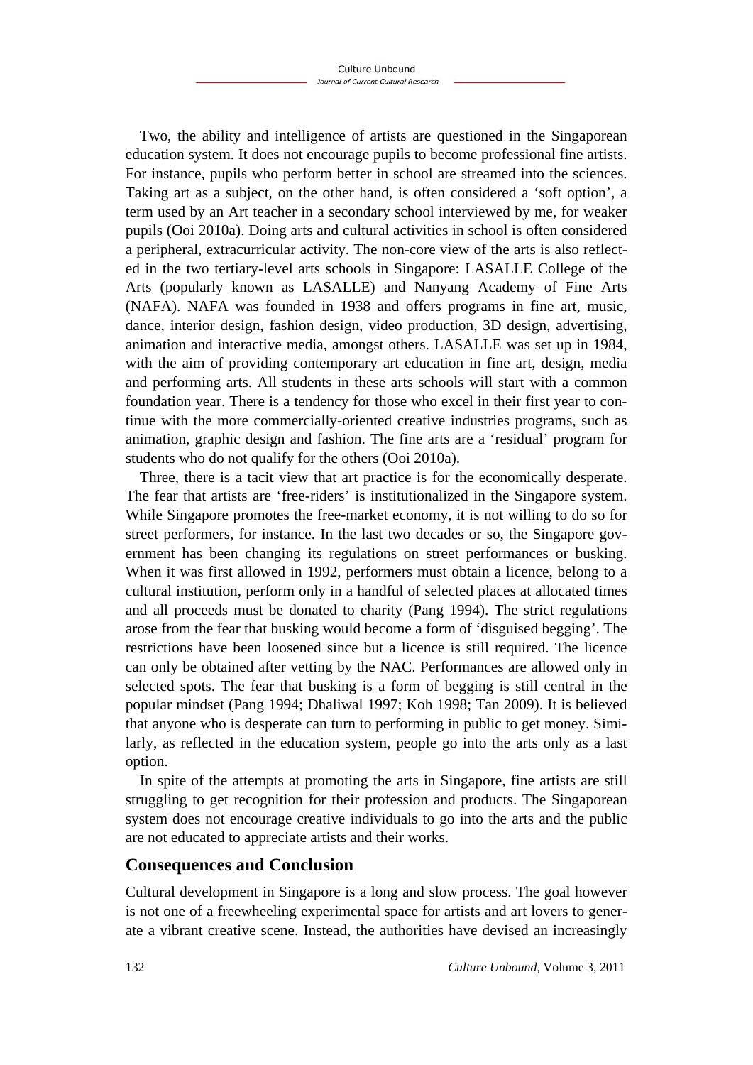Two, the ability and intelligence of artists are questioned in the Singaporean education system. It does not encourage pupils to become professional fine artists. For instance, pupils who perform better in school are streamed into the sciences. Taking art as a subject, on the other hand, is often considered a 'soft option', a term used by an Art teacher in a secondary school interviewed by me, for weaker pupils (Ooi 2010a). Doing arts and cultural activities in school is often considered a peripheral, extracurricular activity. The non-core view of the arts is also reflected in the two tertiary-level arts schools in Singapore: LASALLE College of the Arts (popularly known as LASALLE) and Nanyang Academy of Fine Arts (NAFA). NAFA was founded in 1938 and offers programs in fine art, music, dance, interior design, fashion design, video production, 3D design, advertising, animation and interactive media, amongst others. LASALLE was set up in 1984, with the aim of providing contemporary art education in fine art, design, media and performing arts. All students in these arts schools will start with a common foundation year. There is a tendency for those who excel in their first year to continue with the more commercially-oriented creative industries programs, such as animation, graphic design and fashion. The fine arts are a 'residual' program for students who do not qualify for the others (Ooi 2010a).

Three, there is a tacit view that art practice is for the economically desperate. The fear that artists are 'free-riders' is institutionalized in the Singapore system. While Singapore promotes the free-market economy, it is not willing to do so for street performers, for instance. In the last two decades or so, the Singapore government has been changing its regulations on street performances or busking. When it was first allowed in 1992, performers must obtain a licence, belong to a cultural institution, perform only in a handful of selected places at allocated times and all proceeds must be donated to charity (Pang 1994). The strict regulations arose from the fear that busking would become a form of 'disguised begging'. The restrictions have been loosened since but a licence is still required. The licence can only be obtained after vetting by the NAC. Performances are allowed only in selected spots. The fear that busking is a form of begging is still central in the popular mindset (Pang 1994; Dhaliwal 1997; Koh 1998; Tan 2009). It is believed that anyone who is desperate can turn to performing in public to get money. Similarly, as reflected in the education system, people go into the arts only as a last option.

In spite of the attempts at promoting the arts in Singapore, fine artists are still struggling to get recognition for their profession and products. The Singaporean system does not encourage creative individuals to go into the arts and the public are not educated to appreciate artists and their works.

## Consequences and Conclusion

Cultural development in Singapore is a long and slow process. The goal however is not one of a freewheeling experimental space for artists and art lovers to generate a vibrant creative scene. Instead, the authorities have devised an increasingly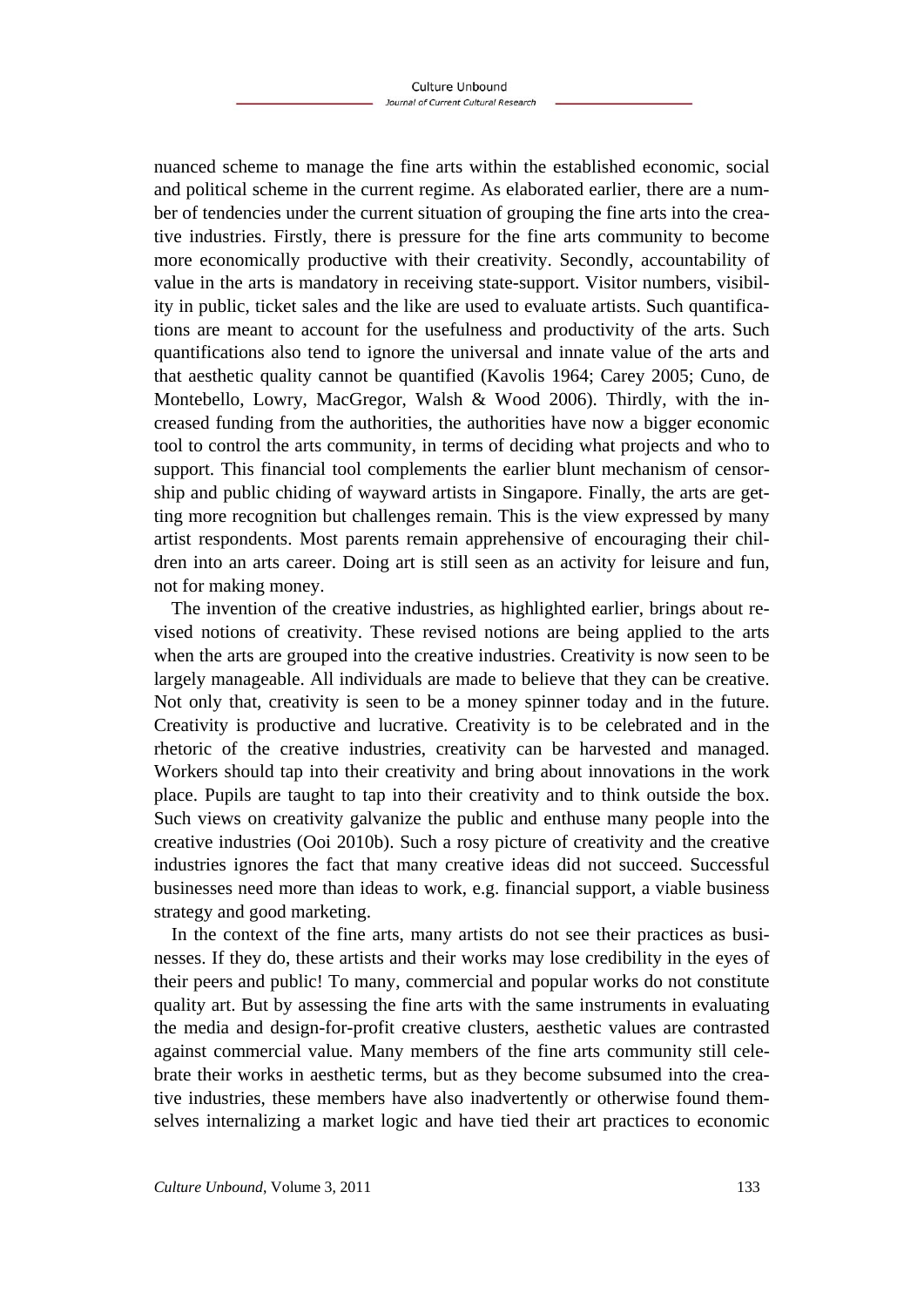nuanced scheme to manage the fine arts within the established economic, social and political scheme in the current regime. As elaborated earlier, there are a number of tendencies under the current situation of grouping the fine arts into the creative industries. Firstly, there is pressure for the fine arts community to become more economically productive with their creativity. Secondly, accountability of value in the arts is mandatory in receiving state-support. Visitor numbers, visibility in public, ticket sales and the like are used to evaluate artists. Such quantifications are meant to account for the usefulness and productivity of the arts. Such quantifications also tend to ignore the universal and innate value of the arts and that aesthetic quality cannot be quantified (Kavolis 1964; Carey 2005; Cuno, de Montebello, Lowry, MacGregor, Walsh & Wood 2006). Thirdly, with the increased funding from the authorities, the authorities have now a bigger economic tool to control the arts community, in terms of deciding what projects and who to support. This financial tool complements the earlier blunt mechanism of censorship and public chiding of wayward artists in Singapore. Finally, the arts are getting more recognition but challenges remain. This is the view expressed by many artist respondents. Most parents remain apprehensive of encouraging their children into an arts career. Doing art is still seen as an activity for leisure and fun, not for making money.

The invention of the creative industries, as highlighted earlier, brings about revised notions of creativity. These revised notions are being applied to the arts when the arts are grouped into the creative industries. Creativity is now seen to be largely manageable. All individuals are made to believe that they can be creative. Not only that, creativity is seen to be a money spinner today and in the future. Creativity is productive and lucrative. Creativity is to be celebrated and in the rhetoric of the creative industries, creativity can be harvested and managed. Workers should tap into their creativity and bring about innovations in the work place. Pupils are taught to tap into their creativity and to think outside the box. Such views on creativity galvanize the public and enthuse many people into the creative industries (Ooi 2010b). Such a rosy picture of creativity and the creative industries ignores the fact that many creative ideas did not succeed. Successful businesses need more than ideas to work, e.g. financial support, a viable business strategy and good marketing.

In the context of the fine arts, many artists do not see their practices as businesses. If they do, these artists and their works may lose credibility in the eyes of their peers and public! To many, commercial and popular works do not constitute quality art. But by assessing the fine arts with the same instruments in evaluating the media and design-for-profit creative clusters, aesthetic values are contrasted against commercial value. Many members of the fine arts community still celebrate their works in aesthetic terms, but as they become subsumed into the creative industries, these members have also inadvertently or otherwise found themselves internalizing a market logic and have tied their art practices to economic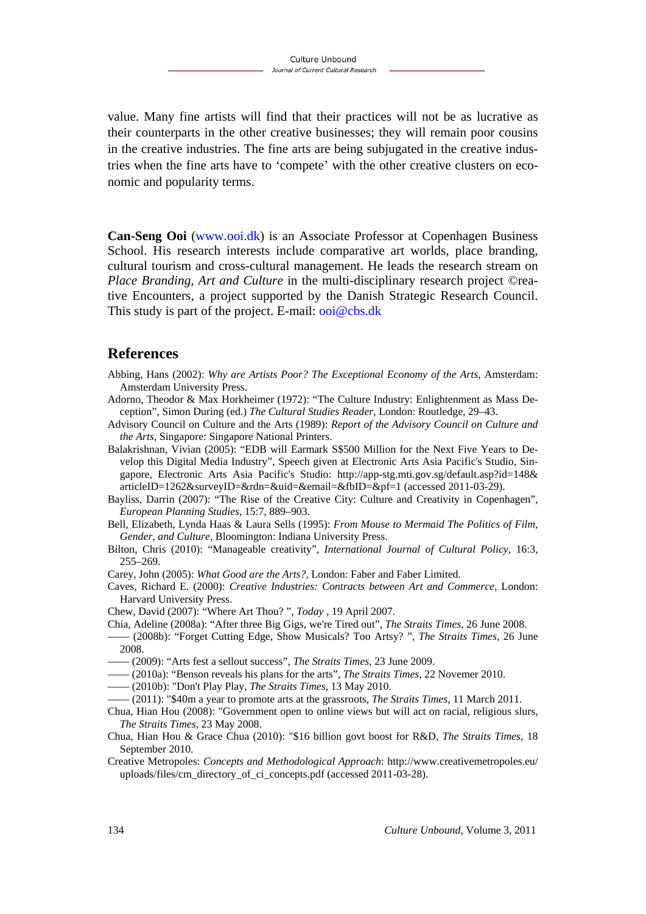value. Many fine artists will find that their practices will not be as lucrative as their counterparts in the other creative businesses; they will remain poor cousins in the creative industries. The fine arts are being subjugated in the creative industries when the fine arts have to 'compete' with the other creative clusters on economic and popularity terms.

**Can-Seng Ooi** (www.ooi.dk) is an Associate Professor at Copenhagen Business School. His research interests include comparative art worlds, place branding, cultural tourism and cross-cultural management. He leads the research stream on *Place Branding, Art and Culture* in the multi-disciplinary research project ©reative Encounters, a project supported by the Danish Strategic Research Council. This study is part of the project. E-mail: ooi@cbs.dk

## References

Abbing, Hans (2002): *Why are Artists Poor? The Exceptional Economy of the Arts*, Amsterdam: Amsterdam University Press.

Adorno, Theodor & Max Horkheimer (1972): "The Culture Industry: Enlightenment as Mass Deception", Simon During (ed.) *The Cultural Studies Reader*, London: Routledge, 29–43.

Advisory Council on Culture and the Arts (1989): *Report of the Advisory Council on Culture and the Arts*, Singapore: Singapore National Printers.

Balakrishnan, Vivian (2005): "EDB will Earmark S$500 Million for the Next Five Years to Develop this Digital Media Industry", Speech given at Electronic Arts Asia Pacific's Studio, Singapore, Electronic Arts Asia Pacific's Studio: http://app-stg.mti.gov.sg/default.asp?id=148&articleID=1262&surveyID=&rdn=&uid=&email=&fbID=&pf=1 (accessed 2011-03-29).

Bayliss, Darrin (2007): "The Rise of the Creative City: Culture and Creativity in Copenhagen", *European Planning Studies*, 15:7, 889–903.

Bell, Elizabeth, Lynda Haas & Laura Sells (1995): *From Mouse to Mermaid The Politics of Film, Gender, and Culture*, Bloomington: Indiana University Press.

Bilton, Chris (2010): "Manageable creativity", *International Journal of Cultural Policy*, 16:3, 255–269.

Carey, John (2005): *What Good are the Arts?*, London: Faber and Faber Limited.

Caves, Richard E. (2000): *Creative Industries: Contracts between Art and Commerce*, London: Harvard University Press.

Chew, David (2007): "Where Art Thou? ", *Today* , 19 April 2007.

Chia, Adeline (2008a): "After three Big Gigs, we're Tired out", *The Straits Times*, 26 June 2008.

—— (2008b): "Forget Cutting Edge, Show Musicals? Too Artsy? ", *The Straits Times*, 26 June 2008.

—— (2009): "Arts fest a sellout success", *The Straits Times*, 23 June 2009.

—— (2010a): "Benson reveals his plans for the arts", *The Straits Times*, 22 Novemer 2010.

—— (2010b): "Don't Play Play, *The Straits Times*, 13 May 2010.

—— (2011): "$40m a year to promote arts at the grassroots, *The Straits Times*, 11 March 2011.

Chua, Hian Hou (2008): "Government open to online views but will act on racial, religious slurs, *The Straits Times*, 23 May 2008.

Chua, Hian Hou & Grace Chua (2010): "$16 billion govt boost for R&D, *The Straits Times*, 18 September 2010.

Creative Metropoles: *Concepts and Methodological Approach*: http://www.creativemetropoles.eu/uploads/files/cm_directory_of_ci_concepts.pdf (accessed 2011-03-28).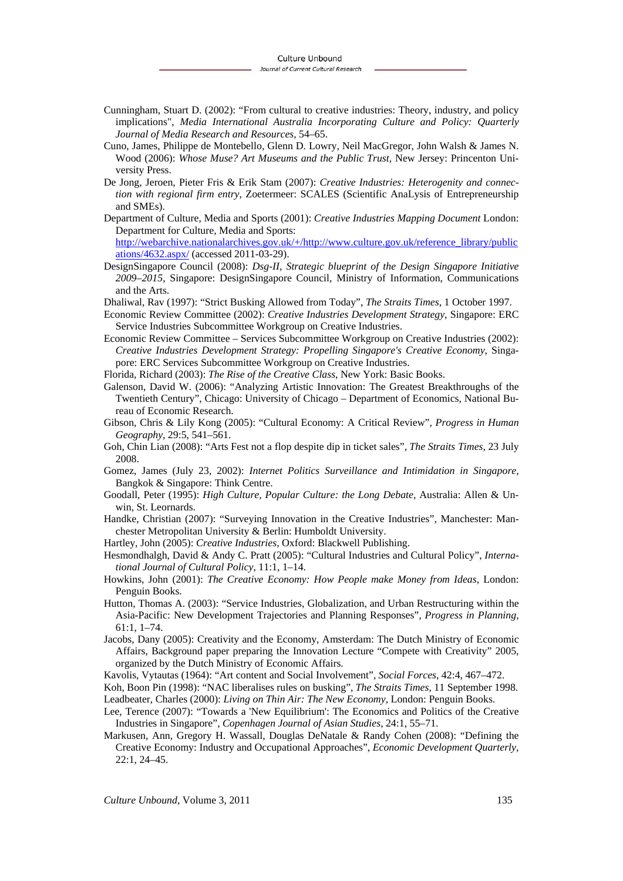Cunningham, Stuart D. (2002): "From cultural to creative industries: Theory, industry, and policy implications", *Media International Australia Incorporating Culture and Policy: Quarterly Journal of Media Research and Resources,* 54–65.

Cuno, James, Philippe de Montebello, Glenn D. Lowry, Neil MacGregor, John Walsh & James N. Wood (2006): *Whose Muse? Art Museums and the Public Trust*, New Jersey: Princenton University Press.

De Jong, Jeroen, Pieter Fris & Erik Stam (2007): *Creative Industries: Heterogenity and connection with regional firm entry*, Zoetermeer: SCALES (Scientific AnaLysis of Entrepreneurship and SMEs).

Department of Culture, Media and Sports (2001): *Creative Industries Mapping Document* London: Department for Culture, Media and Sports: http://webarchive.nationalarchives.gov.uk/+/http://www.culture.gov.uk/reference_library/publications/4632.aspx/ (accessed 2011-03-29).

DesignSingapore Council (2008): *Dsg-II, Strategic blueprint of the Design Singapore Initiative 2009–2015*, Singapore: DesignSingapore Council, Ministry of Information, Communications and the Arts.

Dhaliwal, Rav (1997): "Strict Busking Allowed from Today", *The Straits Times*, 1 October 1997.

Economic Review Committee (2002): *Creative Industries Development Strategy*, Singapore: ERC Service Industries Subcommittee Workgroup on Creative Industries.

Economic Review Committee – Services Subcommittee Workgroup on Creative Industries (2002): *Creative Industries Development Strategy: Propelling Singapore's Creative Economy*, Singapore: ERC Services Subcommittee Workgroup on Creative Industries.

Florida, Richard (2003): *The Rise of the Creative Class*, New York: Basic Books.

Galenson, David W. (2006): "Analyzing Artistic Innovation: The Greatest Breakthroughs of the Twentieth Century", Chicago: University of Chicago – Department of Economics, National Bureau of Economic Research.

Gibson, Chris & Lily Kong (2005): "Cultural Economy: A Critical Review", *Progress in Human Geography*, 29:5, 541–561.

Goh, Chin Lian (2008): "Arts Fest not a flop despite dip in ticket sales", *The Straits Times*, 23 July 2008.

Gomez, James (July 23, 2002): *Internet Politics Surveillance and Intimidation in Singapore*, Bangkok & Singapore: Think Centre.

Goodall, Peter (1995): *High Culture, Popular Culture: the Long Debate*, Australia: Allen & Unwin, St. Leonards.

Handke, Christian (2007): "Surveying Innovation in the Creative Industries", Manchester: Manchester Metropolitan University & Berlin: Humboldt University.

Hartley, John (2005): *Creative Industries*, Oxford: Blackwell Publishing.

Hesmondhalgh, David & Andy C. Pratt (2005): "Cultural Industries and Cultural Policy", *International Journal of Cultural Policy*, 11:1, 1–14.

Howkins, John (2001): *The Creative Economy: How People make Money from Ideas*, London: Penguin Books.

Hutton, Thomas A. (2003): "Service Industries, Globalization, and Urban Restructuring within the Asia-Pacific: New Development Trajectories and Planning Responses", *Progress in Planning*, 61:1, 1–74.

Jacobs, Dany (2005): Creativity and the Economy, Amsterdam: The Dutch Ministry of Economic Affairs, Background paper preparing the Innovation Lecture "Compete with Creativity" 2005, organized by the Dutch Ministry of Economic Affairs.

Kavolis, Vytautas (1964): "Art content and Social Involvement", *Social Forces*, 42:4, 467–472.

Koh, Boon Pin (1998): "NAC liberalises rules on busking", *The Straits Times*, 11 September 1998.

Leadbeater, Charles (2000): *Living on Thin Air: The New Economy*, London: Penguin Books.

Lee, Terence (2007): "Towards a 'New Equilibrium': The Economics and Politics of the Creative Industries in Singapore", *Copenhagen Journal of Asian Studies*, 24:1, 55–71.

Markusen, Ann, Gregory H. Wassall, Douglas DeNatale & Randy Cohen (2008): "Defining the Creative Economy: Industry and Occupational Approaches", *Economic Development Quarterly*, 22:1, 24–45.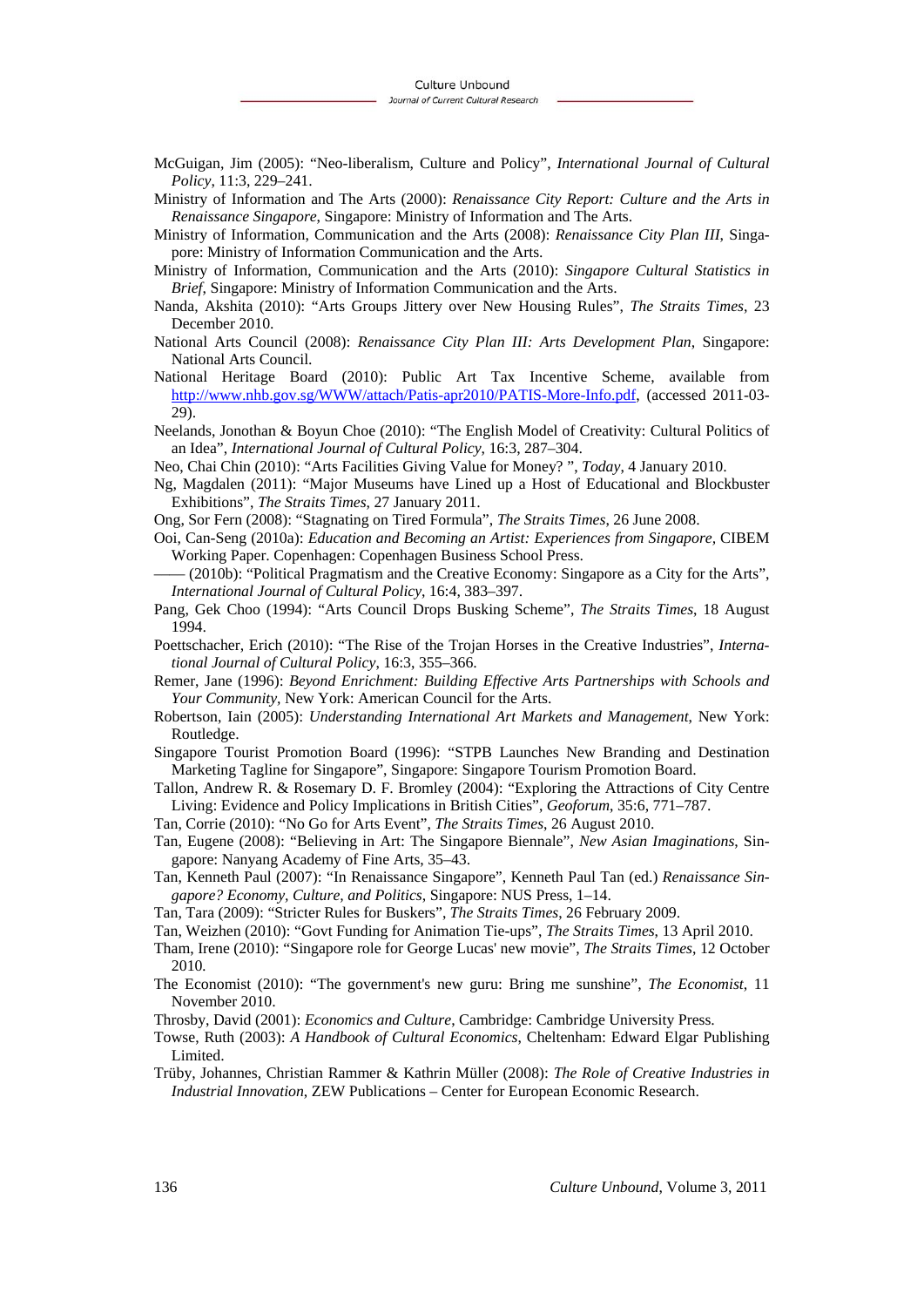McGuigan, Jim (2005): "Neo-liberalism, Culture and Policy", *International Journal of Cultural Policy*, 11:3, 229–241.

Ministry of Information and The Arts (2000): *Renaissance City Report: Culture and the Arts in Renaissance Singapore*, Singapore: Ministry of Information and The Arts.

Ministry of Information, Communication and the Arts (2008): *Renaissance City Plan III*, Singapore: Ministry of Information Communication and the Arts.

Ministry of Information, Communication and the Arts (2010): *Singapore Cultural Statistics in Brief*, Singapore: Ministry of Information Communication and the Arts.

Nanda, Akshita (2010): "Arts Groups Jittery over New Housing Rules", *The Straits Times*, 23 December 2010.

National Arts Council (2008): *Renaissance City Plan III: Arts Development Plan*, Singapore: National Arts Council.

National Heritage Board (2010): Public Art Tax Incentive Scheme, available from http://www.nhb.gov.sg/WWW/attach/Patis-apr2010/PATIS-More-Info.pdf, (accessed 2011-03-29).

Neelands, Jonothan & Boyun Choe (2010): "The English Model of Creativity: Cultural Politics of an Idea", *International Journal of Cultural Policy*, 16:3, 287–304.

Neo, Chai Chin (2010): "Arts Facilities Giving Value for Money? ", *Today*, 4 January 2010.

Ng, Magdalen (2011): "Major Museums have Lined up a Host of Educational and Blockbuster Exhibitions", *The Straits Times*, 27 January 2011.

Ong, Sor Fern (2008): "Stagnating on Tired Formula", *The Straits Times*, 26 June 2008.

Ooi, Can-Seng (2010a): *Education and Becoming an Artist: Experiences from Singapore*, CIBEM Working Paper. Copenhagen: Copenhagen Business School Press.

—— (2010b): "Political Pragmatism and the Creative Economy: Singapore as a City for the Arts", *International Journal of Cultural Policy*, 16:4, 383–397.

Pang, Gek Choo (1994): "Arts Council Drops Busking Scheme", *The Straits Times*, 18 August 1994.

Poettschacher, Erich (2010): "The Rise of the Trojan Horses in the Creative Industries", *International Journal of Cultural Policy*, 16:3, 355–366.

Remer, Jane (1996): *Beyond Enrichment: Building Effective Arts Partnerships with Schools and Your Community*, New York: American Council for the Arts.

Robertson, Iain (2005): *Understanding International Art Markets and Management*, New York: Routledge.

Singapore Tourist Promotion Board (1996): "STPB Launches New Branding and Destination Marketing Tagline for Singapore", Singapore: Singapore Tourism Promotion Board.

Tallon, Andrew R. & Rosemary D. F. Bromley (2004): "Exploring the Attractions of City Centre Living: Evidence and Policy Implications in British Cities", *Geoforum*, 35:6, 771–787.

Tan, Corrie (2010): "No Go for Arts Event", *The Straits Times*, 26 August 2010.

Tan, Eugene (2008): "Believing in Art: The Singapore Biennale", *New Asian Imaginations*, Singapore: Nanyang Academy of Fine Arts, 35–43.

Tan, Kenneth Paul (2007): "In Renaissance Singapore", Kenneth Paul Tan (ed.) *Renaissance Singapore? Economy, Culture, and Politics*, Singapore: NUS Press, 1–14.

Tan, Tara (2009): "Stricter Rules for Buskers", *The Straits Times*, 26 February 2009.

Tan, Weizhen (2010): "Govt Funding for Animation Tie-ups", *The Straits Times*, 13 April 2010.

Tham, Irene (2010): "Singapore role for George Lucas' new movie", *The Straits Times*, 12 October 2010.

The Economist (2010): "The government's new guru: Bring me sunshine", *The Economist*, 11 November 2010.

Throsby, David (2001): *Economics and Culture*, Cambridge: Cambridge University Press.

Towse, Ruth (2003): *A Handbook of Cultural Economics*, Cheltenham: Edward Elgar Publishing Limited.

Trüby, Johannes, Christian Rammer & Kathrin Müller (2008): *The Role of Creative Industries in Industrial Innovation*, ZEW Publications – Center for European Economic Research.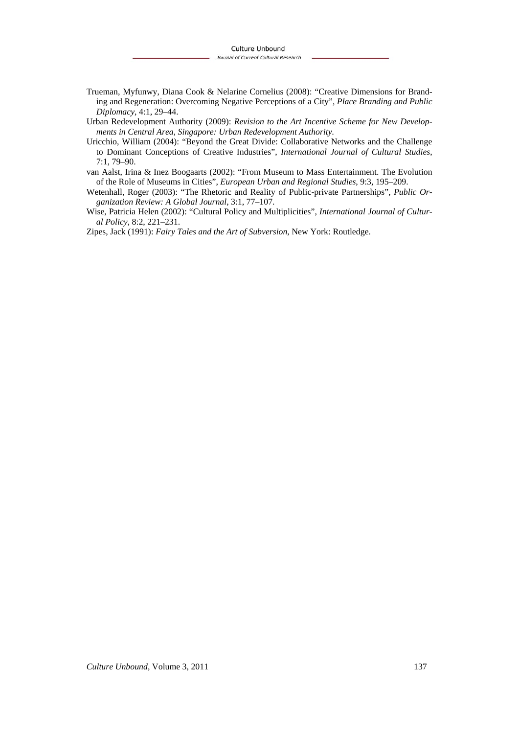Trueman, Myfunwy, Diana Cook & Nelarine Cornelius (2008): "Creative Dimensions for Branding and Regeneration: Overcoming Negative Perceptions of a City", *Place Branding and Public Diplomacy*, 4:1, 29–44.

Urban Redevelopment Authority (2009): *Revision to the Art Incentive Scheme for New Developments in Central Area, Singapore: Urban Redevelopment Authority.*

Uricchio, William (2004): "Beyond the Great Divide: Collaborative Networks and the Challenge to Dominant Conceptions of Creative Industries", *International Journal of Cultural Studies*, 7:1, 79–90.

van Aalst, Irina & Inez Boogaarts (2002): "From Museum to Mass Entertainment. The Evolution of the Role of Museums in Cities", *European Urban and Regional Studies*, 9:3, 195–209.

Wetenhall, Roger (2003): "The Rhetoric and Reality of Public-private Partnerships", *Public Organization Review: A Global Journal*, 3:1, 77–107.

Wise, Patricia Helen (2002): "Cultural Policy and Multiplicities", *International Journal of Cultural Policy*, 8:2, 221–231.

Zipes, Jack (1991): *Fairy Tales and the Art of Subversion*, New York: Routledge.